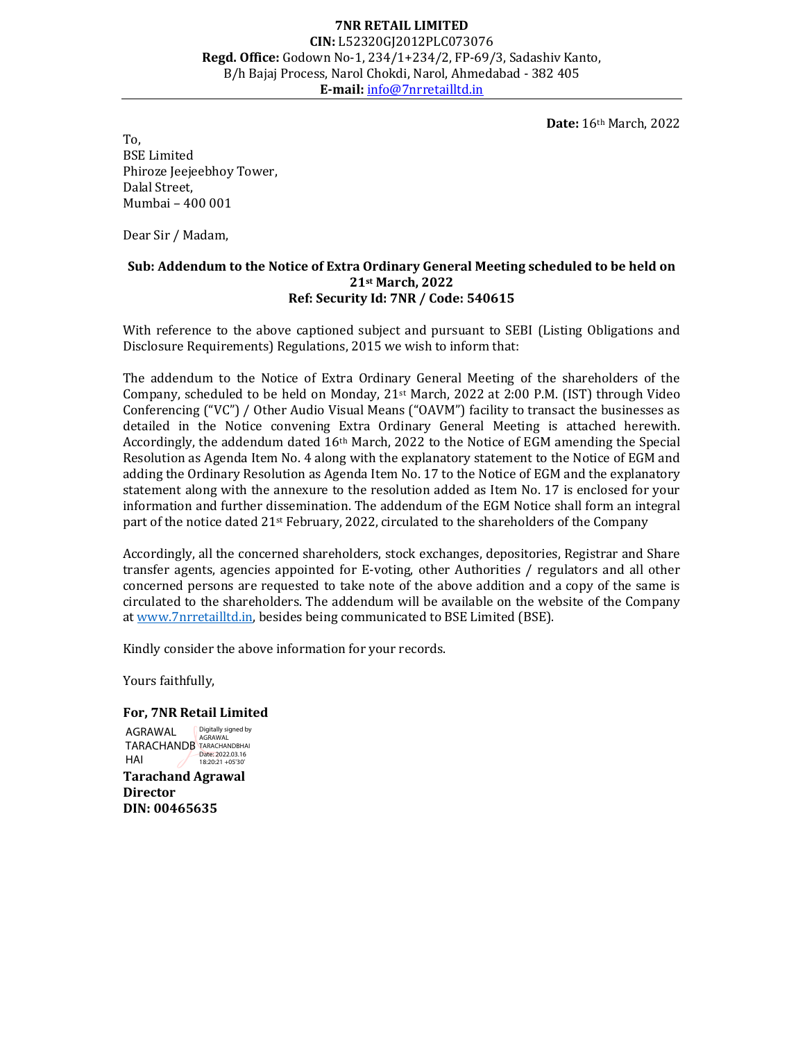**7NR RETAIL LIMITED**
**CIN:** L52320GJ2012PLC073076
**Regd. Office:** Godown No-1, 234/1+234/2, FP-69/3, Sadashiv Kanto, B/h Bajaj Process, Narol Chokdi, Narol, Ahmedabad - 382 405
**E-mail:** info@7nrretailltd.in

**Date:** 16th March, 2022

To,
BSE Limited
Phiroze Jeejeebhoy Tower,
Dalal Street,
Mumbai – 400 001

Dear Sir / Madam,

**Sub: Addendum to the Notice of Extra Ordinary General Meeting scheduled to be held on 21st March, 2022**
**Ref: Security Id: 7NR / Code: 540615**

With reference to the above captioned subject and pursuant to SEBI (Listing Obligations and Disclosure Requirements) Regulations, 2015 we wish to inform that:

The addendum to the Notice of Extra Ordinary General Meeting of the shareholders of the Company, scheduled to be held on Monday, 21st March, 2022 at 2:00 P.M. (IST) through Video Conferencing ("VC") / Other Audio Visual Means ("OAVM") facility to transact the businesses as detailed in the Notice convening Extra Ordinary General Meeting is attached herewith. Accordingly, the addendum dated 16th March, 2022 to the Notice of EGM amending the Special Resolution as Agenda Item No. 4 along with the explanatory statement to the Notice of EGM and adding the Ordinary Resolution as Agenda Item No. 17 to the Notice of EGM and the explanatory statement along with the annexure to the resolution added as Item No. 17 is enclosed for your information and further dissemination. The addendum of the EGM Notice shall form an integral part of the notice dated 21st February, 2022, circulated to the shareholders of the Company

Accordingly, all the concerned shareholders, stock exchanges, depositories, Registrar and Share transfer agents, agencies appointed for E-voting, other Authorities / regulators and all other concerned persons are requested to take note of the above addition and a copy of the same is circulated to the shareholders. The addendum will be available on the website of the Company at www.7nrretailltd.in, besides being communicated to BSE Limited (BSE).

Kindly consider the above information for your records.

Yours faithfully,

**For, 7NR Retail Limited**

AGRAWAL TARACHANDBHAI
Digitally signed by AGRAWAL TARACHANDBHAI
Date: 2022.03.16 18:20:21 +05'30'

**Tarachand Agrawal**
**Director**
**DIN: 00465635**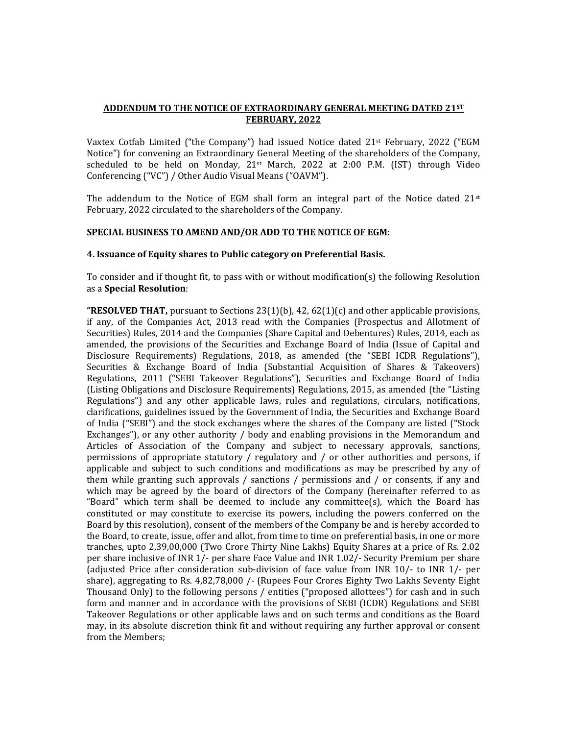**ADDENDUM TO THE NOTICE OF EXTRAORDINARY GENERAL MEETING DATED 21ST FEBRUARY, 2022**

Vaxtex Cotfab Limited ("the Company") had issued Notice dated 21st February, 2022 ("EGM Notice") for convening an Extraordinary General Meeting of the shareholders of the Company, scheduled to be held on Monday, 21st March, 2022 at 2:00 P.M. (IST) through Video Conferencing ("VC") / Other Audio Visual Means ("OAVM").

The addendum to the Notice of EGM shall form an integral part of the Notice dated 21st February, 2022 circulated to the shareholders of the Company.

**SPECIAL BUSINESS TO AMEND AND/OR ADD TO THE NOTICE OF EGM:**

**4. Issuance of Equity shares to Public category on Preferential Basis.**

To consider and if thought fit, to pass with or without modification(s) the following Resolution as a **Special Resolution**:

**"RESOLVED THAT,** pursuant to Sections 23(1)(b), 42, 62(1)(c) and other applicable provisions, if any, of the Companies Act, 2013 read with the Companies (Prospectus and Allotment of Securities) Rules, 2014 and the Companies (Share Capital and Debentures) Rules, 2014, each as amended, the provisions of the Securities and Exchange Board of India (Issue of Capital and Disclosure Requirements) Regulations, 2018, as amended (the "SEBI ICDR Regulations"), Securities & Exchange Board of India (Substantial Acquisition of Shares & Takeovers) Regulations, 2011 ("SEBI Takeover Regulations"), Securities and Exchange Board of India (Listing Obligations and Disclosure Requirements) Regulations, 2015, as amended (the "Listing Regulations") and any other applicable laws, rules and regulations, circulars, notifications, clarifications, guidelines issued by the Government of India, the Securities and Exchange Board of India ("SEBI") and the stock exchanges where the shares of the Company are listed ("Stock Exchanges"), or any other authority / body and enabling provisions in the Memorandum and Articles of Association of the Company and subject to necessary approvals, sanctions, permissions of appropriate statutory / regulatory and / or other authorities and persons, if applicable and subject to such conditions and modifications as may be prescribed by any of them while granting such approvals / sanctions / permissions and / or consents, if any and which may be agreed by the board of directors of the Company (hereinafter referred to as "Board" which term shall be deemed to include any committee(s), which the Board has constituted or may constitute to exercise its powers, including the powers conferred on the Board by this resolution), consent of the members of the Company be and is hereby accorded to the Board, to create, issue, offer and allot, from time to time on preferential basis, in one or more tranches, upto 2,39,00,000 (Two Crore Thirty Nine Lakhs) Equity Shares at a price of Rs. 2.02 per share inclusive of INR 1/- per share Face Value and INR 1.02/- Security Premium per share (adjusted Price after consideration sub-division of face value from INR 10/- to INR 1/- per share), aggregating to Rs. 4,82,78,000 /- (Rupees Four Crores Eighty Two Lakhs Seventy Eight Thousand Only) to the following persons / entities ("proposed allottees") for cash and in such form and manner and in accordance with the provisions of SEBI (ICDR) Regulations and SEBI Takeover Regulations or other applicable laws and on such terms and conditions as the Board may, in its absolute discretion think fit and without requiring any further approval or consent from the Members;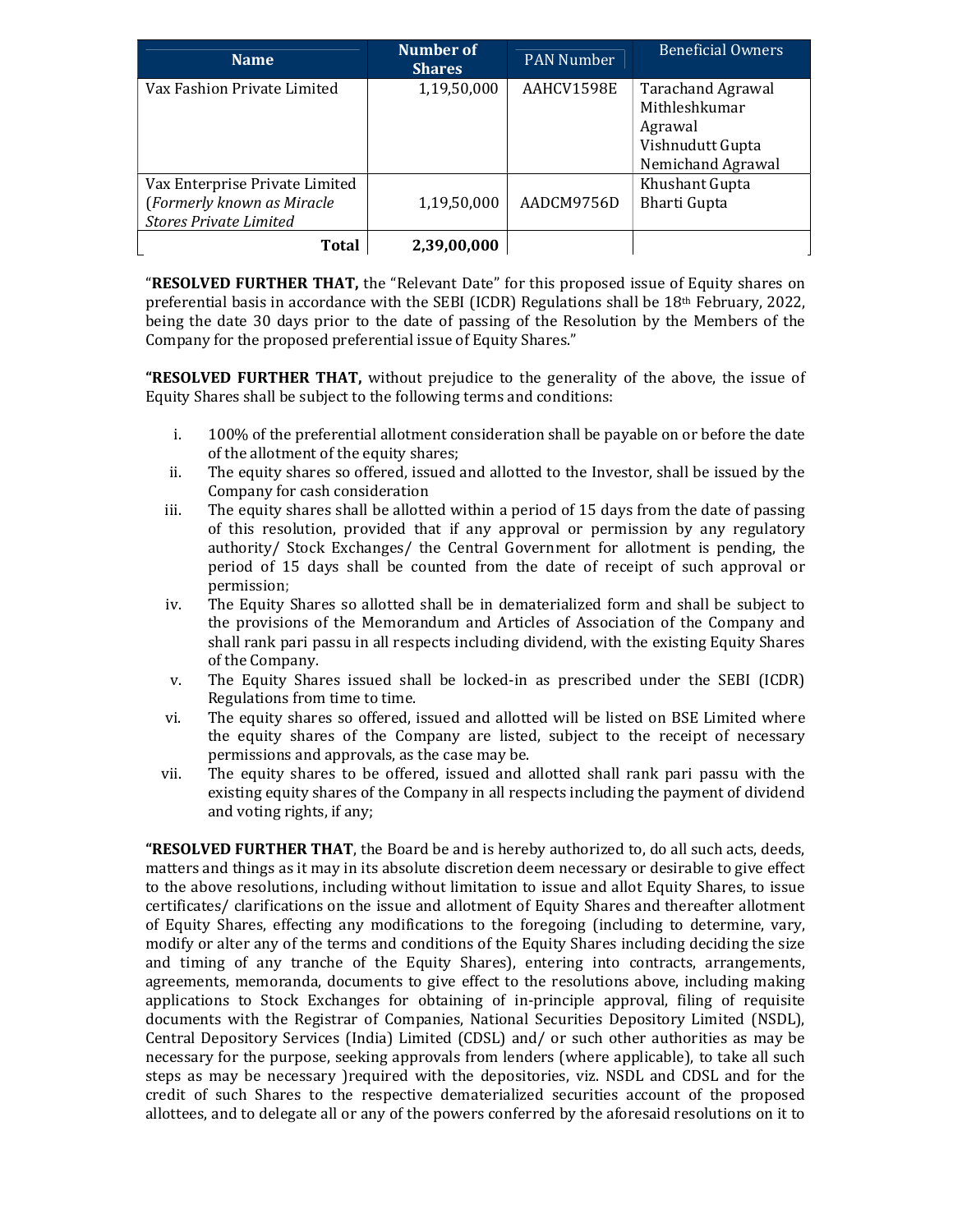| Name | Number of Shares | PAN Number | Beneficial Owners |
|---|---|---|---|
| Vax Fashion Private Limited | 1,19,50,000 | AAHCV1598E | Tarachand Agrawal<br>Mithleshkumar Agrawal<br>Vishnudutt Gupta<br>Nemichand Agrawal |
| Vax Enterprise Private Limited (*Formerly known as Miracle Stores Private Limited* | 1,19,50,000 | AADCM9756D | Khushant Gupta<br>Bharti Gupta |
| **Total** | **2,39,00,000** | | |

"**RESOLVED FURTHER THAT,** the "Relevant Date" for this proposed issue of Equity shares on preferential basis in accordance with the SEBI (ICDR) Regulations shall be 18th February, 2022, being the date 30 days prior to the date of passing of the Resolution by the Members of the Company for the proposed preferential issue of Equity Shares."

**"RESOLVED FURTHER THAT,** without prejudice to the generality of the above, the issue of Equity Shares shall be subject to the following terms and conditions:

i. 100% of the preferential allotment consideration shall be payable on or before the date of the allotment of the equity shares;
ii. The equity shares so offered, issued and allotted to the Investor, shall be issued by the Company for cash consideration
iii. The equity shares shall be allotted within a period of 15 days from the date of passing of this resolution, provided that if any approval or permission by any regulatory authority/ Stock Exchanges/ the Central Government for allotment is pending, the period of 15 days shall be counted from the date of receipt of such approval or permission;
iv. The Equity Shares so allotted shall be in dematerialized form and shall be subject to the provisions of the Memorandum and Articles of Association of the Company and shall rank pari passu in all respects including dividend, with the existing Equity Shares of the Company.
v. The Equity Shares issued shall be locked-in as prescribed under the SEBI (ICDR) Regulations from time to time.
vi. The equity shares so offered, issued and allotted will be listed on BSE Limited where the equity shares of the Company are listed, subject to the receipt of necessary permissions and approvals, as the case may be.
vii. The equity shares to be offered, issued and allotted shall rank pari passu with the existing equity shares of the Company in all respects including the payment of dividend and voting rights, if any;

**"RESOLVED FURTHER THAT**, the Board be and is hereby authorized to, do all such acts, deeds, matters and things as it may in its absolute discretion deem necessary or desirable to give effect to the above resolutions, including without limitation to issue and allot Equity Shares, to issue certificates/ clarifications on the issue and allotment of Equity Shares and thereafter allotment of Equity Shares, effecting any modifications to the foregoing (including to determine, vary, modify or alter any of the terms and conditions of the Equity Shares including deciding the size and timing of any tranche of the Equity Shares), entering into contracts, arrangements, agreements, memoranda, documents to give effect to the resolutions above, including making applications to Stock Exchanges for obtaining of in-principle approval, filing of requisite documents with the Registrar of Companies, National Securities Depository Limited (NSDL), Central Depository Services (India) Limited (CDSL) and/ or such other authorities as may be necessary for the purpose, seeking approvals from lenders (where applicable), to take all such steps as may be necessary )required with the depositories, viz. NSDL and CDSL and for the credit of such Shares to the respective dematerialized securities account of the proposed allottees, and to delegate all or any of the powers conferred by the aforesaid resolutions on it to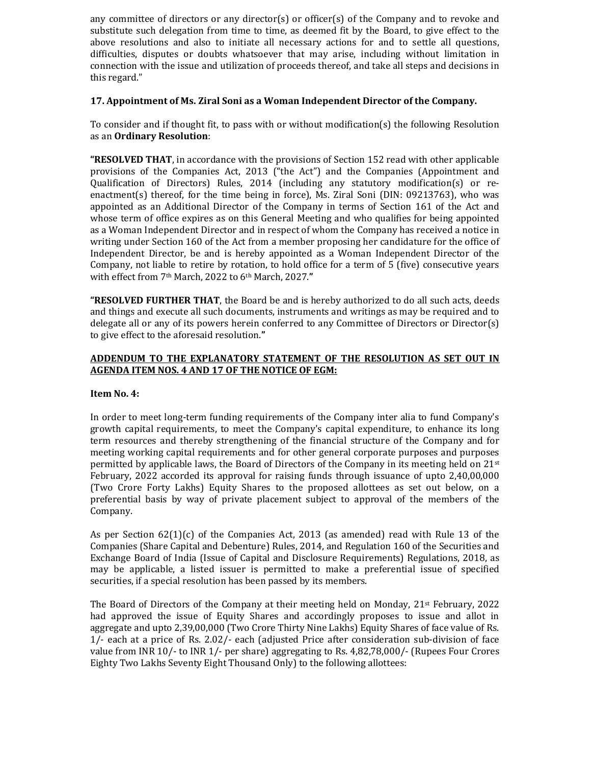any committee of directors or any director(s) or officer(s) of the Company and to revoke and substitute such delegation from time to time, as deemed fit by the Board, to give effect to the above resolutions and also to initiate all necessary actions for and to settle all questions, difficulties, disputes or doubts whatsoever that may arise, including without limitation in connection with the issue and utilization of proceeds thereof, and take all steps and decisions in this regard."

**17. Appointment of Ms. Ziral Soni as a Woman Independent Director of the Company.**

To consider and if thought fit, to pass with or without modification(s) the following Resolution as an **Ordinary Resolution**:

**"RESOLVED THAT**, in accordance with the provisions of Section 152 read with other applicable provisions of the Companies Act, 2013 ("the Act") and the Companies (Appointment and Qualification of Directors) Rules, 2014 (including any statutory modification(s) or re-enactment(s) thereof, for the time being in force), Ms. Ziral Soni (DIN: 09213763), who was appointed as an Additional Director of the Company in terms of Section 161 of the Act and whose term of office expires as on this General Meeting and who qualifies for being appointed as a Woman Independent Director and in respect of whom the Company has received a notice in writing under Section 160 of the Act from a member proposing her candidature for the office of Independent Director, be and is hereby appointed as a Woman Independent Director of the Company, not liable to retire by rotation, to hold office for a term of 5 (five) consecutive years with effect from 7th March, 2022 to 6th March, 2027.**"**

**"RESOLVED FURTHER THAT**, the Board be and is hereby authorized to do all such acts, deeds and things and execute all such documents, instruments and writings as may be required and to delegate all or any of its powers herein conferred to any Committee of Directors or Director(s) to give effect to the aforesaid resolution.**"**

**ADDENDUM TO THE EXPLANATORY STATEMENT OF THE RESOLUTION AS SET OUT IN AGENDA ITEM NOS. 4 AND 17 OF THE NOTICE OF EGM:**

**Item No. 4:**

In order to meet long-term funding requirements of the Company inter alia to fund Company's growth capital requirements, to meet the Company's capital expenditure, to enhance its long term resources and thereby strengthening of the financial structure of the Company and for meeting working capital requirements and for other general corporate purposes and purposes permitted by applicable laws, the Board of Directors of the Company in its meeting held on 21st February, 2022 accorded its approval for raising funds through issuance of upto 2,40,00,000 (Two Crore Forty Lakhs) Equity Shares to the proposed allottees as set out below, on a preferential basis by way of private placement subject to approval of the members of the Company.

As per Section 62(1)(c) of the Companies Act, 2013 (as amended) read with Rule 13 of the Companies (Share Capital and Debenture) Rules, 2014, and Regulation 160 of the Securities and Exchange Board of India (Issue of Capital and Disclosure Requirements) Regulations, 2018, as may be applicable, a listed issuer is permitted to make a preferential issue of specified securities, if a special resolution has been passed by its members.

The Board of Directors of the Company at their meeting held on Monday, 21st February, 2022 had approved the issue of Equity Shares and accordingly proposes to issue and allot in aggregate and upto 2,39,00,000 (Two Crore Thirty Nine Lakhs) Equity Shares of face value of Rs. 1/- each at a price of Rs. 2.02/- each (adjusted Price after consideration sub-division of face value from INR 10/- to INR 1/- per share) aggregating to Rs. 4,82,78,000/- (Rupees Four Crores Eighty Two Lakhs Seventy Eight Thousand Only) to the following allottees: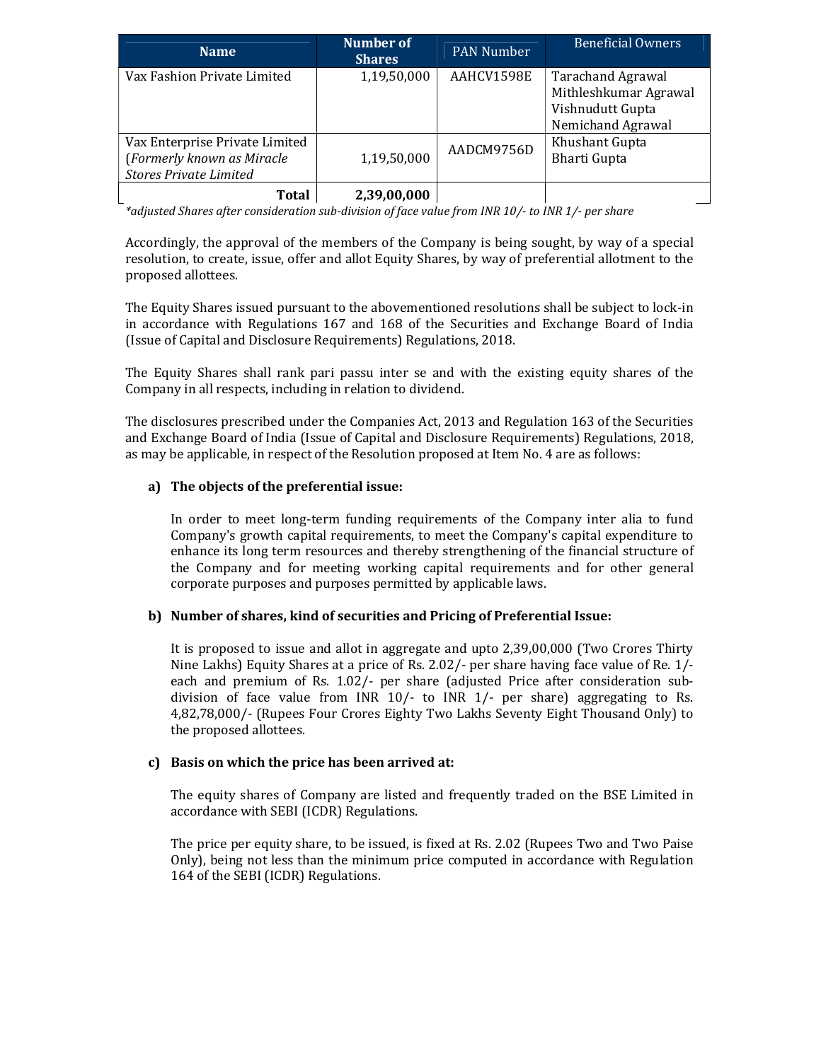| Name | Number of Shares | PAN Number | Beneficial Owners |
|---|---|---|---|
| Vax Fashion Private Limited | 1,19,50,000 | AAHCV1598E | Tarachand Agrawal<br>Mithleshkumar Agrawal<br>Vishnudutt Gupta<br>Nemichand Agrawal |
| Vax Enterprise Private Limited (*Formerly known as Miracle Stores Private Limited* | 1,19,50,000 | AADCM9756D | Khushant Gupta<br>Bharti Gupta |
| **Total** | **2,39,00,000** | | |

*\*adjusted Shares after consideration sub-division of face value from INR 10/- to INR 1/- per share*

Accordingly, the approval of the members of the Company is being sought, by way of a special resolution, to create, issue, offer and allot Equity Shares, by way of preferential allotment to the proposed allottees.

The Equity Shares issued pursuant to the abovementioned resolutions shall be subject to lock-in in accordance with Regulations 167 and 168 of the Securities and Exchange Board of India (Issue of Capital and Disclosure Requirements) Regulations, 2018.

The Equity Shares shall rank pari passu inter se and with the existing equity shares of the Company in all respects, including in relation to dividend.

The disclosures prescribed under the Companies Act, 2013 and Regulation 163 of the Securities and Exchange Board of India (Issue of Capital and Disclosure Requirements) Regulations, 2018, as may be applicable, in respect of the Resolution proposed at Item No. 4 are as follows:

**a) The objects of the preferential issue:**

In order to meet long-term funding requirements of the Company inter alia to fund Company's growth capital requirements, to meet the Company's capital expenditure to enhance its long term resources and thereby strengthening of the financial structure of the Company and for meeting working capital requirements and for other general corporate purposes and purposes permitted by applicable laws.

**b) Number of shares, kind of securities and Pricing of Preferential Issue:**

It is proposed to issue and allot in aggregate and upto 2,39,00,000 (Two Crores Thirty Nine Lakhs) Equity Shares at a price of Rs. 2.02/- per share having face value of Re. 1/- each and premium of Rs. 1.02/- per share (adjusted Price after consideration sub-division of face value from INR 10/- to INR 1/- per share) aggregating to Rs. 4,82,78,000/- (Rupees Four Crores Eighty Two Lakhs Seventy Eight Thousand Only) to the proposed allottees.

**c) Basis on which the price has been arrived at:**

The equity shares of Company are listed and frequently traded on the BSE Limited in accordance with SEBI (ICDR) Regulations.

The price per equity share, to be issued, is fixed at Rs. 2.02 (Rupees Two and Two Paise Only), being not less than the minimum price computed in accordance with Regulation 164 of the SEBI (ICDR) Regulations.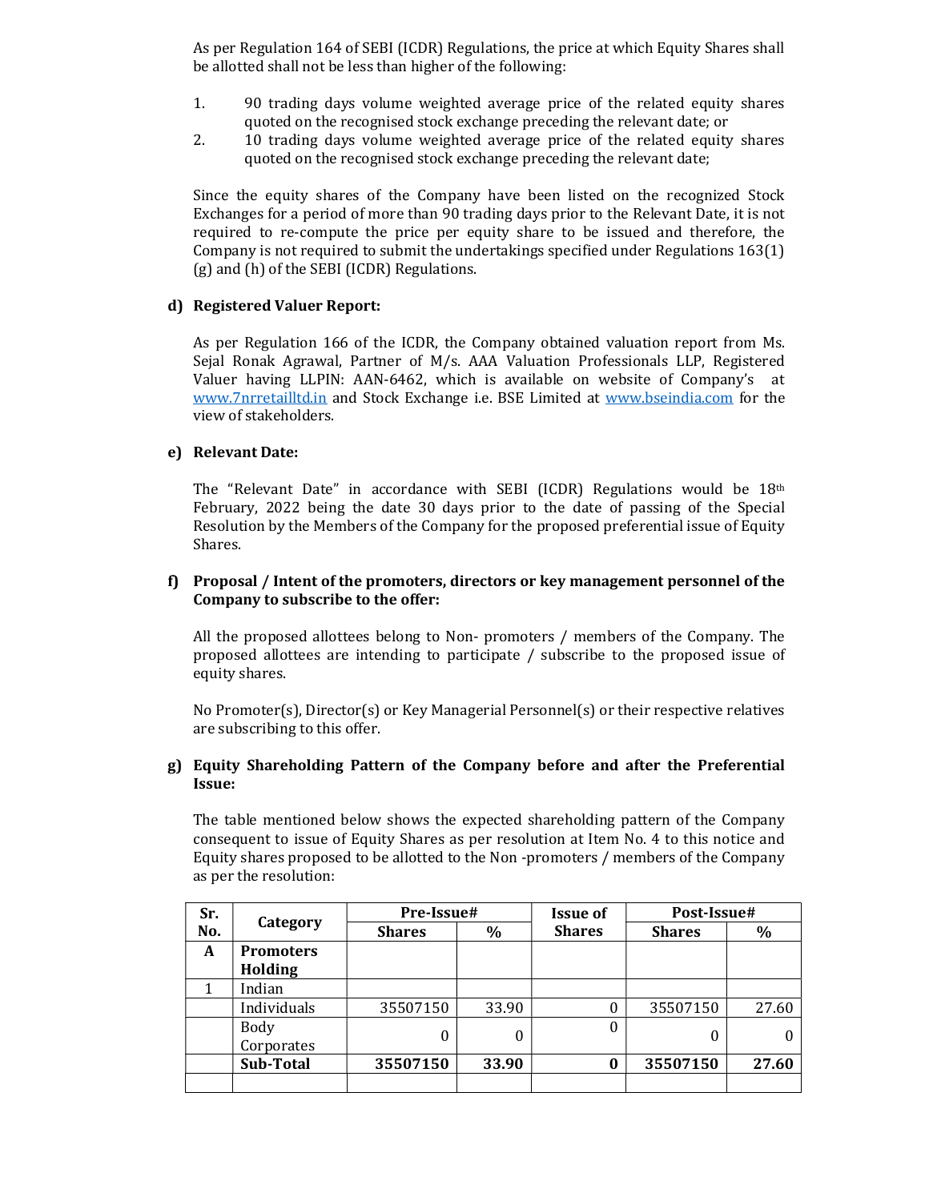As per Regulation 164 of SEBI (ICDR) Regulations, the price at which Equity Shares shall be allotted shall not be less than higher of the following:

1. 90 trading days volume weighted average price of the related equity shares quoted on the recognised stock exchange preceding the relevant date; or
2. 10 trading days volume weighted average price of the related equity shares quoted on the recognised stock exchange preceding the relevant date;

Since the equity shares of the Company have been listed on the recognized Stock Exchanges for a period of more than 90 trading days prior to the Relevant Date, it is not required to re-compute the price per equity share to be issued and therefore, the Company is not required to submit the undertakings specified under Regulations 163(1) (g) and (h) of the SEBI (ICDR) Regulations.

**d) Registered Valuer Report:**

As per Regulation 166 of the ICDR, the Company obtained valuation report from Ms. Sejal Ronak Agrawal, Partner of M/s. AAA Valuation Professionals LLP, Registered Valuer having LLPIN: AAN-6462, which is available on website of Company's at www.7nrretailltd.in and Stock Exchange i.e. BSE Limited at www.bseindia.com for the view of stakeholders.

**e) Relevant Date:**

The "Relevant Date" in accordance with SEBI (ICDR) Regulations would be 18th February, 2022 being the date 30 days prior to the date of passing of the Special Resolution by the Members of the Company for the proposed preferential issue of Equity Shares.

**f) Proposal / Intent of the promoters, directors or key management personnel of the Company to subscribe to the offer:**

All the proposed allottees belong to Non- promoters / members of the Company. The proposed allottees are intending to participate / subscribe to the proposed issue of equity shares.

No Promoter(s), Director(s) or Key Managerial Personnel(s) or their respective relatives are subscribing to this offer.

**g) Equity Shareholding Pattern of the Company before and after the Preferential Issue:**

The table mentioned below shows the expected shareholding pattern of the Company consequent to issue of Equity Shares as per resolution at Item No. 4 to this notice and Equity shares proposed to be allotted to the Non -promoters / members of the Company as per the resolution:

| Sr. No. | Category | Pre-Issue# | | Issue of Shares | Post-Issue# | |
|---|---|---|---|---|---|---|
| | | **Shares** | **%** | | **Shares** | **%** |
| **A** | **Promoters Holding** | | | | | |
| 1 | Indian | | | | | |
| | Individuals | 35507150 | 33.90 | 0 | 35507150 | 27.60 |
| | Body Corporates | 0 | 0 | 0 | 0 | 0 |
| | **Sub-Total** | **35507150** | **33.90** | **0** | **35507150** | **27.60** |
| | | | | | | |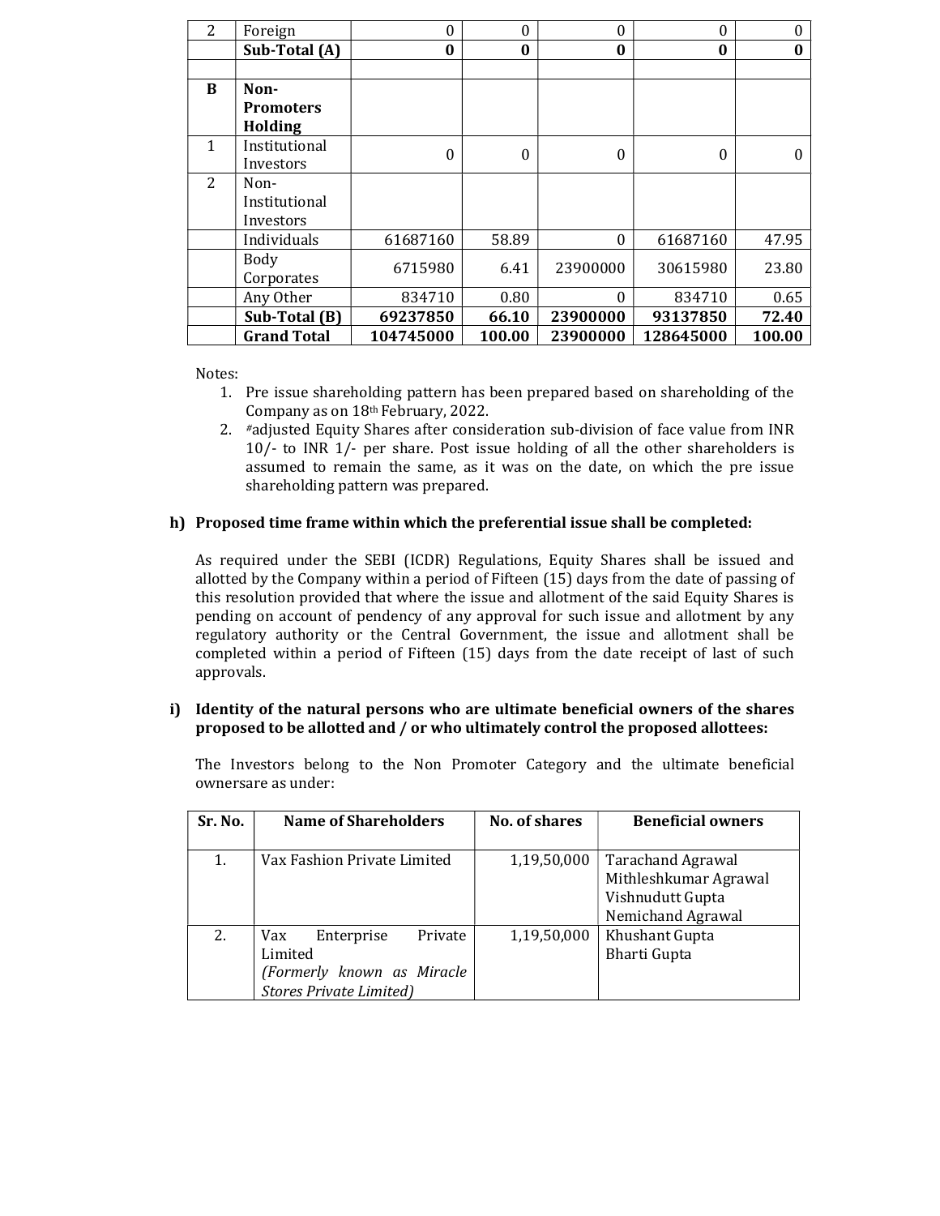| 2 | Foreign | 0 | 0 | 0 | 0 | 0 |
|---|---|---|---|---|---|---|
| | **Sub-Total (A)** | **0** | **0** | **0** | **0** | **0** |
| | | | | | | |
| **B** | **Non-Promoters Holding** | | | | | |
| 1 | Institutional Investors | 0 | 0 | 0 | 0 | 0 |
| 2 | Non-Institutional Investors | | | | | |
| | Individuals | 61687160 | 58.89 | 0 | 61687160 | 47.95 |
| | Body Corporates | 6715980 | 6.41 | 23900000 | 30615980 | 23.80 |
| | Any Other | 834710 | 0.80 | 0 | 834710 | 0.65 |
| | **Sub-Total (B)** | **69237850** | **66.10** | **23900000** | **93137850** | **72.40** |
| | **Grand Total** | **104745000** | **100.00** | **23900000** | **128645000** | **100.00** |

Notes:

1. Pre issue shareholding pattern has been prepared based on shareholding of the Company as on 18th February, 2022.
2. #adjusted Equity Shares after consideration sub-division of face value from INR 10/- to INR 1/- per share. Post issue holding of all the other shareholders is assumed to remain the same, as it was on the date, on which the pre issue shareholding pattern was prepared.

**h) Proposed time frame within which the preferential issue shall be completed:**

As required under the SEBI (ICDR) Regulations, Equity Shares shall be issued and allotted by the Company within a period of Fifteen (15) days from the date of passing of this resolution provided that where the issue and allotment of the said Equity Shares is pending on account of pendency of any approval for such issue and allotment by any regulatory authority or the Central Government, the issue and allotment shall be completed within a period of Fifteen (15) days from the date receipt of last of such approvals.

**i) Identity of the natural persons who are ultimate beneficial owners of the shares proposed to be allotted and / or who ultimately control the proposed allottees:**

The Investors belong to the Non Promoter Category and the ultimate beneficial ownersare as under:

| Sr. No. | Name of Shareholders | No. of shares | Beneficial owners |
|---|---|---|---|
| 1. | Vax Fashion Private Limited | 1,19,50,000 | Tarachand Agrawal<br>Mithleshkumar Agrawal<br>Vishnudutt Gupta<br>Nemichand Agrawal |
| 2. | Vax Enterprise Private Limited<br>*(Formerly known as Miracle Stores Private Limited)* | 1,19,50,000 | Khushant Gupta<br>Bharti Gupta |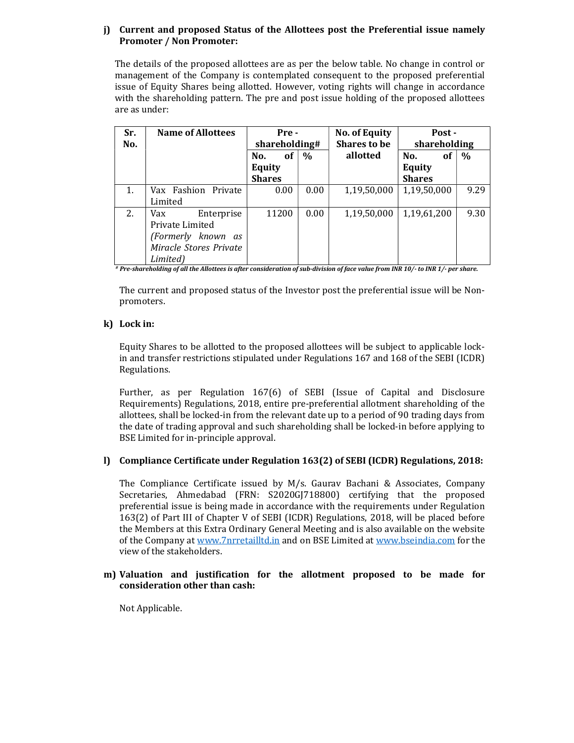**j) Current and proposed Status of the Allottees post the Preferential issue namely Promoter / Non Promoter:**

The details of the proposed allottees are as per the below table. No change in control or management of the Company is contemplated consequent to the proposed preferential issue of Equity Shares being allotted. However, voting rights will change in accordance with the shareholding pattern. The pre and post issue holding of the proposed allottees are as under:

| Sr. No. | Name of Allottees | Pre - shareholding# | | No. of Equity Shares to be allotted | Post - shareholding | |
|---|---|---|---|---|---|---|
| | | No. of Equity Shares | % | | No. of Equity Shares | % |
| 1. | Vax Fashion Private Limited | 0.00 | 0.00 | 1,19,50,000 | 1,19,50,000 | 9.29 |
| 2. | Vax Enterprise Private Limited *(Formerly known as Miracle Stores Private Limited)* | 11200 | 0.00 | 1,19,50,000 | 1,19,61,200 | 9.30 |

***# Pre-shareholding of all the Allottees is after consideration of sub-division of face value from INR 10/- to INR 1/- per share.***

The current and proposed status of the Investor post the preferential issue will be Non-promoters.

**k) Lock in:**

Equity Shares to be allotted to the proposed allottees will be subject to applicable lock-in and transfer restrictions stipulated under Regulations 167 and 168 of the SEBI (ICDR) Regulations.

Further, as per Regulation 167(6) of SEBI (Issue of Capital and Disclosure Requirements) Regulations, 2018, entire pre-preferential allotment shareholding of the allottees, shall be locked-in from the relevant date up to a period of 90 trading days from the date of trading approval and such shareholding shall be locked-in before applying to BSE Limited for in-principle approval.

**l) Compliance Certificate under Regulation 163(2) of SEBI (ICDR) Regulations, 2018:**

The Compliance Certificate issued by M/s. Gaurav Bachani & Associates, Company Secretaries, Ahmedabad (FRN: S2020GJ718800) certifying that the proposed preferential issue is being made in accordance with the requirements under Regulation 163(2) of Part III of Chapter V of SEBI (ICDR) Regulations, 2018, will be placed before the Members at this Extra Ordinary General Meeting and is also available on the website of the Company at www.7nrretailltd.in and on BSE Limited at www.bseindia.com for the view of the stakeholders.

**m) Valuation and justification for the allotment proposed to be made for consideration other than cash:**

Not Applicable.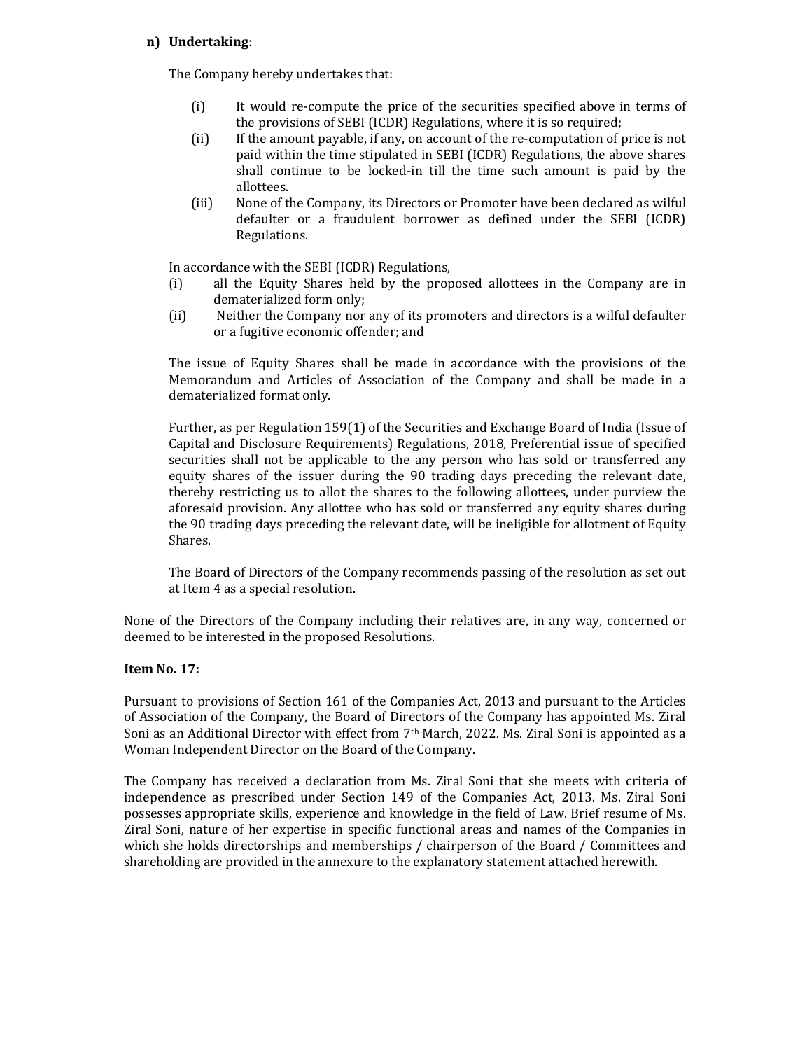**n) Undertaking**:

The Company hereby undertakes that:

(i) It would re-compute the price of the securities specified above in terms of the provisions of SEBI (ICDR) Regulations, where it is so required;

(ii) If the amount payable, if any, on account of the re-computation of price is not paid within the time stipulated in SEBI (ICDR) Regulations, the above shares shall continue to be locked-in till the time such amount is paid by the allottees.

(iii) None of the Company, its Directors or Promoter have been declared as wilful defaulter or a fraudulent borrower as defined under the SEBI (ICDR) Regulations.

In accordance with the SEBI (ICDR) Regulations,

(i) all the Equity Shares held by the proposed allottees in the Company are in dematerialized form only;

(ii) Neither the Company nor any of its promoters and directors is a wilful defaulter or a fugitive economic offender; and

The issue of Equity Shares shall be made in accordance with the provisions of the Memorandum and Articles of Association of the Company and shall be made in a dematerialized format only.

Further, as per Regulation 159(1) of the Securities and Exchange Board of India (Issue of Capital and Disclosure Requirements) Regulations, 2018, Preferential issue of specified securities shall not be applicable to the any person who has sold or transferred any equity shares of the issuer during the 90 trading days preceding the relevant date, thereby restricting us to allot the shares to the following allottees, under purview the aforesaid provision. Any allottee who has sold or transferred any equity shares during the 90 trading days preceding the relevant date, will be ineligible for allotment of Equity Shares.

The Board of Directors of the Company recommends passing of the resolution as set out at Item 4 as a special resolution.

None of the Directors of the Company including their relatives are, in any way, concerned or deemed to be interested in the proposed Resolutions.

**Item No. 17:**

Pursuant to provisions of Section 161 of the Companies Act, 2013 and pursuant to the Articles of Association of the Company, the Board of Directors of the Company has appointed Ms. Ziral Soni as an Additional Director with effect from 7th March, 2022. Ms. Ziral Soni is appointed as a Woman Independent Director on the Board of the Company.

The Company has received a declaration from Ms. Ziral Soni that she meets with criteria of independence as prescribed under Section 149 of the Companies Act, 2013. Ms. Ziral Soni possesses appropriate skills, experience and knowledge in the field of Law. Brief resume of Ms. Ziral Soni, nature of her expertise in specific functional areas and names of the Companies in which she holds directorships and memberships / chairperson of the Board / Committees and shareholding are provided in the annexure to the explanatory statement attached herewith.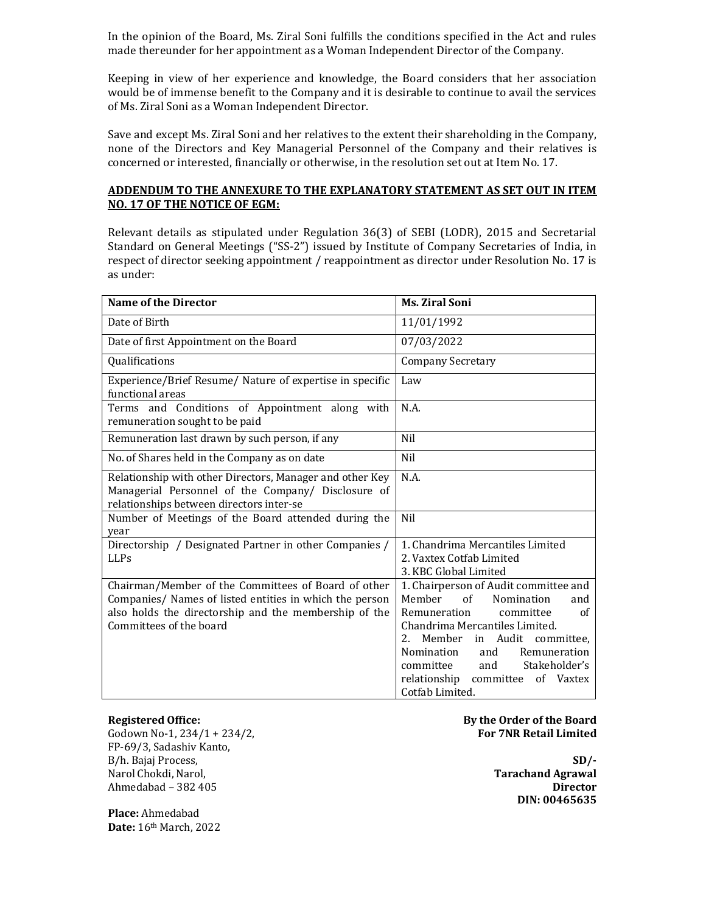In the opinion of the Board, Ms. Ziral Soni fulfills the conditions specified in the Act and rules made thereunder for her appointment as a Woman Independent Director of the Company.

Keeping in view of her experience and knowledge, the Board considers that her association would be of immense benefit to the Company and it is desirable to continue to avail the services of Ms. Ziral Soni as a Woman Independent Director.

Save and except Ms. Ziral Soni and her relatives to the extent their shareholding in the Company, none of the Directors and Key Managerial Personnel of the Company and their relatives is concerned or interested, financially or otherwise, in the resolution set out at Item No. 17.

**ADDENDUM TO THE ANNEXURE TO THE EXPLANATORY STATEMENT AS SET OUT IN ITEM NO. 17 OF THE NOTICE OF EGM:**

Relevant details as stipulated under Regulation 36(3) of SEBI (LODR), 2015 and Secretarial Standard on General Meetings ("SS-2") issued by Institute of Company Secretaries of India, in respect of director seeking appointment / reappointment as director under Resolution No. 17 is as under:

| **Name of the Director** | **Ms. Ziral Soni** |
|---|---|
| Date of Birth | 11/01/1992 |
| Date of first Appointment on the Board | 07/03/2022 |
| Qualifications | Company Secretary |
| Experience/Brief Resume/ Nature of expertise in specific functional areas | Law |
| Terms and Conditions of Appointment along with remuneration sought to be paid | N.A. |
| Remuneration last drawn by such person, if any | Nil |
| No. of Shares held in the Company as on date | Nil |
| Relationship with other Directors, Manager and other Key Managerial Personnel of the Company/ Disclosure of relationships between directors inter-se | N.A. |
| Number of Meetings of the Board attended during the year | Nil |
| Directorship / Designated Partner in other Companies / LLPs | 1. Chandrima Mercantiles Limited<br>2. Vaxtex Cotfab Limited<br>3. KBC Global Limited |
| Chairman/Member of the Committees of Board of other Companies/ Names of listed entities in which the person also holds the directorship and the membership of the Committees of the board | 1. Chairperson of Audit committee and Member of Nomination and Remuneration committee of Chandrima Mercantiles Limited.<br>2. Member in Audit committee, Nomination and Remuneration committee and Stakeholder's relationship committee of Vaxtex Cotfab Limited. |

**Registered Office:**
Godown No-1, 234/1 + 234/2,
FP-69/3, Sadashiv Kanto,
B/h. Bajaj Process,
Narol Chokdi, Narol,
Ahmedabad – 382 405

**Place:** Ahmedabad
**Date:** 16th March, 2022

**By the Order of the Board**
**For 7NR Retail Limited**

**SD/-**
**Tarachand Agrawal**
**Director**
**DIN: 00465635**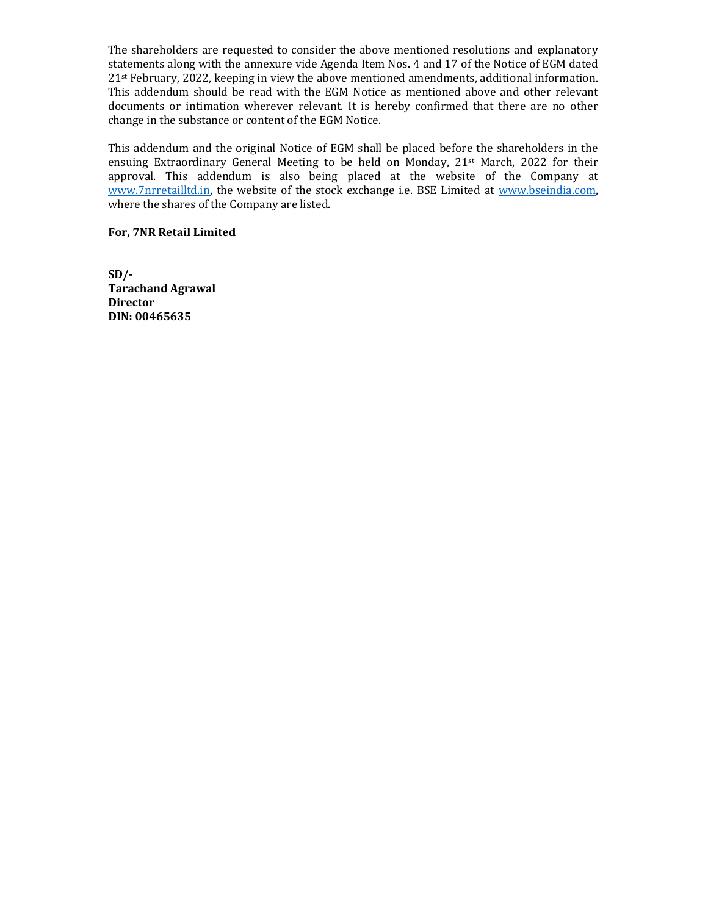The shareholders are requested to consider the above mentioned resolutions and explanatory statements along with the annexure vide Agenda Item Nos. 4 and 17 of the Notice of EGM dated 21st February, 2022, keeping in view the above mentioned amendments, additional information. This addendum should be read with the EGM Notice as mentioned above and other relevant documents or intimation wherever relevant. It is hereby confirmed that there are no other change in the substance or content of the EGM Notice.

This addendum and the original Notice of EGM shall be placed before the shareholders in the ensuing Extraordinary General Meeting to be held on Monday, 21st March, 2022 for their approval. This addendum is also being placed at the website of the Company at www.7nrretailltd.in, the website of the stock exchange i.e. BSE Limited at www.bseindia.com, where the shares of the Company are listed.

**For, 7NR Retail Limited**

**SD/-**
**Tarachand Agrawal**
**Director**
**DIN: 00465635**